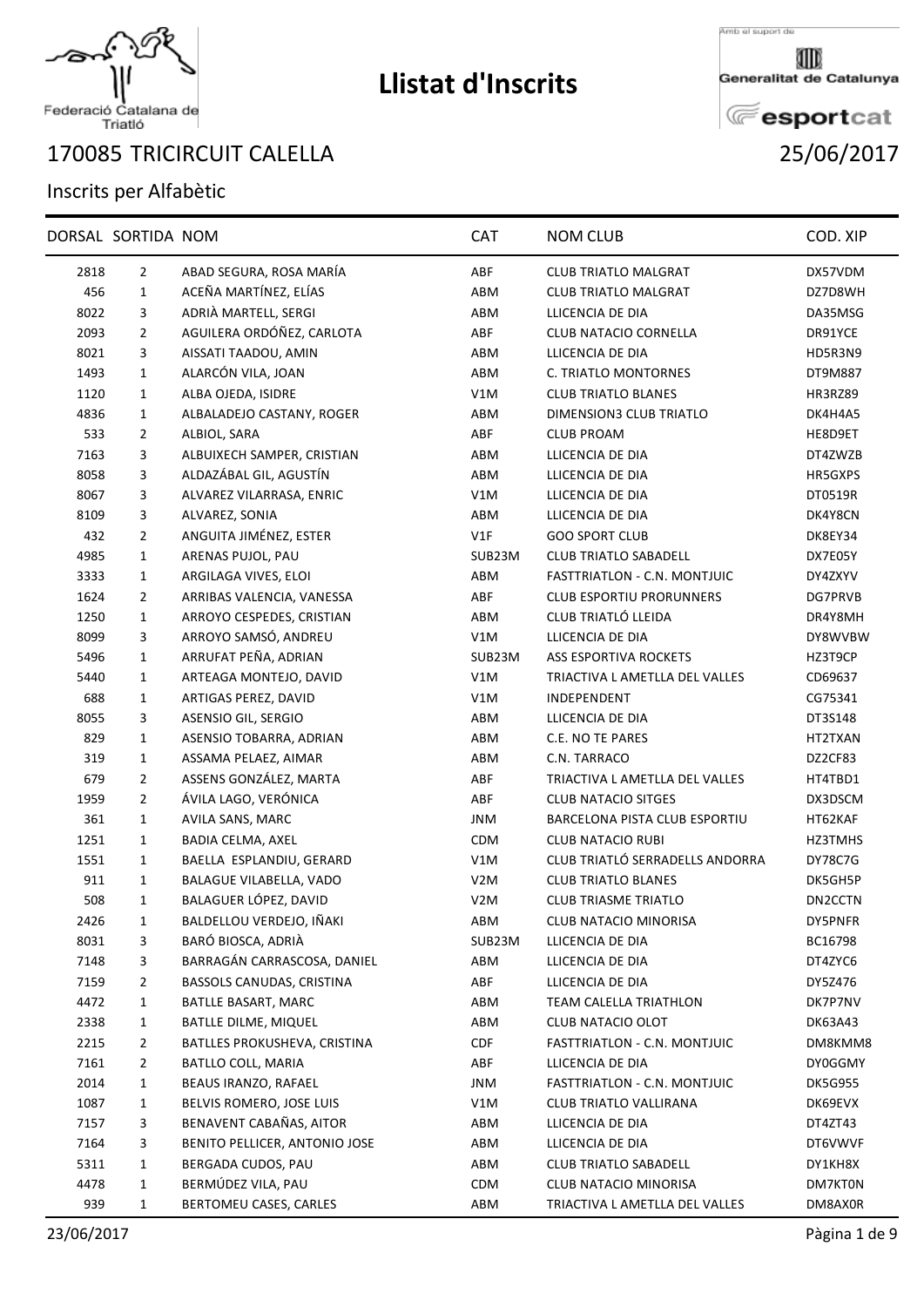Federació Catalana de Triatló

# Llistat d'Inscrits

Amb el suport de Generalitat de Catalunya esportcat

## 170085 TRICIRCUIT CALELLA 25/06/2017

### Inscrits per Alfabètic

| DORSAL | SORTIDA | NOM | CAT | NOM CLUB | COD. XIP |
|---|---|---|---|---|---|
| 2818 | 2 | ABAD SEGURA, ROSA MARÍA | ABF | CLUB TRIATLO MALGRAT | DX57VDM |
| 456 | 1 | ACEÑA MARTÍNEZ, ELÍAS | ABM | CLUB TRIATLO MALGRAT | DZ7D8WH |
| 8022 | 3 | ADRIÀ MARTELL, SERGI | ABM | LLICENCIA DE DIA | DA35MSG |
| 2093 | 2 | AGUILERA ORDÓÑEZ, CARLOTA | ABF | CLUB NATACIO CORNELLA | DR91YCE |
| 8021 | 3 | AISSATI TAADOU, AMIN | ABM | LLICENCIA DE DIA | HD5R3N9 |
| 1493 | 1 | ALARCÓN VILA, JOAN | ABM | C. TRIATLO MONTORNES | DT9M887 |
| 1120 | 1 | ALBA OJEDA, ISIDRE | V1M | CLUB TRIATLO BLANES | HR3RZ89 |
| 4836 | 1 | ALBALADEJO CASTANY, ROGER | ABM | DIMENSION3 CLUB TRIATLO | DK4H4A5 |
| 533 | 2 | ALBIOL, SARA | ABF | CLUB PROAM | HE8D9ET |
| 7163 | 3 | ALBUIXECH SAMPER, CRISTIAN | ABM | LLICENCIA DE DIA | DT4ZWZB |
| 8058 | 3 | ALDAZÁBAL GIL, AGUSTÍN | ABM | LLICENCIA DE DIA | HR5GXPS |
| 8067 | 3 | ALVAREZ VILARRASA, ENRIC | V1M | LLICENCIA DE DIA | DT0519R |
| 8109 | 3 | ALVAREZ, SONIA | ABM | LLICENCIA DE DIA | DK4Y8CN |
| 432 | 2 | ANGUITA JIMÉNEZ, ESTER | V1F | GOO SPORT CLUB | DK8EY34 |
| 4985 | 1 | ARENAS PUJOL, PAU | SUB23M | CLUB TRIATLO SABADELL | DX7E05Y |
| 3333 | 1 | ARGILAGA VIVES, ELOI | ABM | FASTTRIATLON - C.N. MONTJUIC | DY4ZXYV |
| 1624 | 2 | ARRIBAS VALENCIA, VANESSA | ABF | CLUB ESPORTIU PRORUNNERS | DG7PRVB |
| 1250 | 1 | ARROYO CESPEDES, CRISTIAN | ABM | CLUB TRIATLÓ LLEIDA | DR4Y8MH |
| 8099 | 3 | ARROYO SAMSÓ, ANDREU | V1M | LLICENCIA DE DIA | DY8WVBW |
| 5496 | 1 | ARRUFAT PEÑA, ADRIAN | SUB23M | ASS ESPORTIVA ROCKETS | HZ3T9CP |
| 5440 | 1 | ARTEAGA MONTEJO, DAVID | V1M | TRIACTIVA L AMETLLA DEL VALLES | CD69637 |
| 688 | 1 | ARTIGAS PEREZ, DAVID | V1M | INDEPENDENT | CG75341 |
| 8055 | 3 | ASENSIO GIL, SERGIO | ABM | LLICENCIA DE DIA | DT3S148 |
| 829 | 1 | ASENSIO TOBARRA, ADRIAN | ABM | C.E. NO TE PARES | HT2TXAN |
| 319 | 1 | ASSAMA PELAEZ, AIMAR | ABM | C.N. TARRACO | DZ2CF83 |
| 679 | 2 | ASSENS GONZÁLEZ, MARTA | ABF | TRIACTIVA L AMETLLA DEL VALLES | HT4TBD1 |
| 1959 | 2 | ÁVILA LAGO, VERÓNICA | ABF | CLUB NATACIO SITGES | DX3DSCM |
| 361 | 1 | AVILA SANS, MARC | JNM | BARCELONA PISTA CLUB ESPORTIU | HT62KAF |
| 1251 | 1 | BADIA CELMA, AXEL | CDM | CLUB NATACIO RUBI | HZ3TMHS |
| 1551 | 1 | BAELLA ESPLANDIU, GERARD | V1M | CLUB TRIATLÓ SERRADELLS ANDORRA | DY78C7G |
| 911 | 1 | BALAGUE VILABELLA, VADO | V2M | CLUB TRIATLO BLANES | DK5GH5P |
| 508 | 1 | BALAGUER LÓPEZ, DAVID | V2M | CLUB TRIASME TRIATLO | DN2CCTN |
| 2426 | 1 | BALDELLOU VERDEJO, IÑAKI | ABM | CLUB NATACIO MINORISA | DY5PNFR |
| 8031 | 3 | BARÓ BIOSCA, ADRIÀ | SUB23M | LLICENCIA DE DIA | BC16798 |
| 7148 | 3 | BARRAGÁN CARRASCOSA, DANIEL | ABM | LLICENCIA DE DIA | DT4ZYC6 |
| 7159 | 2 | BASSOLS CANUDAS, CRISTINA | ABF | LLICENCIA DE DIA | DY5Z476 |
| 4472 | 1 | BATLLE BASART, MARC | ABM | TEAM CALELLA TRIATHLON | DK7P7NV |
| 2338 | 1 | BATLLE DILME, MIQUEL | ABM | CLUB NATACIO OLOT | DK63A43 |
| 2215 | 2 | BATLLES PROKUSHEVA, CRISTINA | CDF | FASTTRIATLON - C.N. MONTJUIC | DM8KMM8 |
| 7161 | 2 | BATLLO COLL, MARIA | ABF | LLICENCIA DE DIA | DY0GGMY |
| 2014 | 1 | BEAUS IRANZO, RAFAEL | JNM | FASTTRIATLON - C.N. MONTJUIC | DK5G955 |
| 1087 | 1 | BELVIS ROMERO, JOSE LUIS | V1M | CLUB TRIATLO VALLIRANA | DK69EVX |
| 7157 | 3 | BENAVENT CABAÑAS, AITOR | ABM | LLICENCIA DE DIA | DT4ZT43 |
| 7164 | 3 | BENITO PELLICER, ANTONIO JOSE | ABM | LLICENCIA DE DIA | DT6VWVF |
| 5311 | 1 | BERGADA CUDOS, PAU | ABM | CLUB TRIATLO SABADELL | DY1KH8X |
| 4478 | 1 | BERMÚDEZ VILA, PAU | CDM | CLUB NATACIO MINORISA | DM7KT0N |
| 939 | 1 | BERTOMEU CASES, CARLES | ABM | TRIACTIVA L AMETLLA DEL VALLES | DM8AX0R |

23/06/2017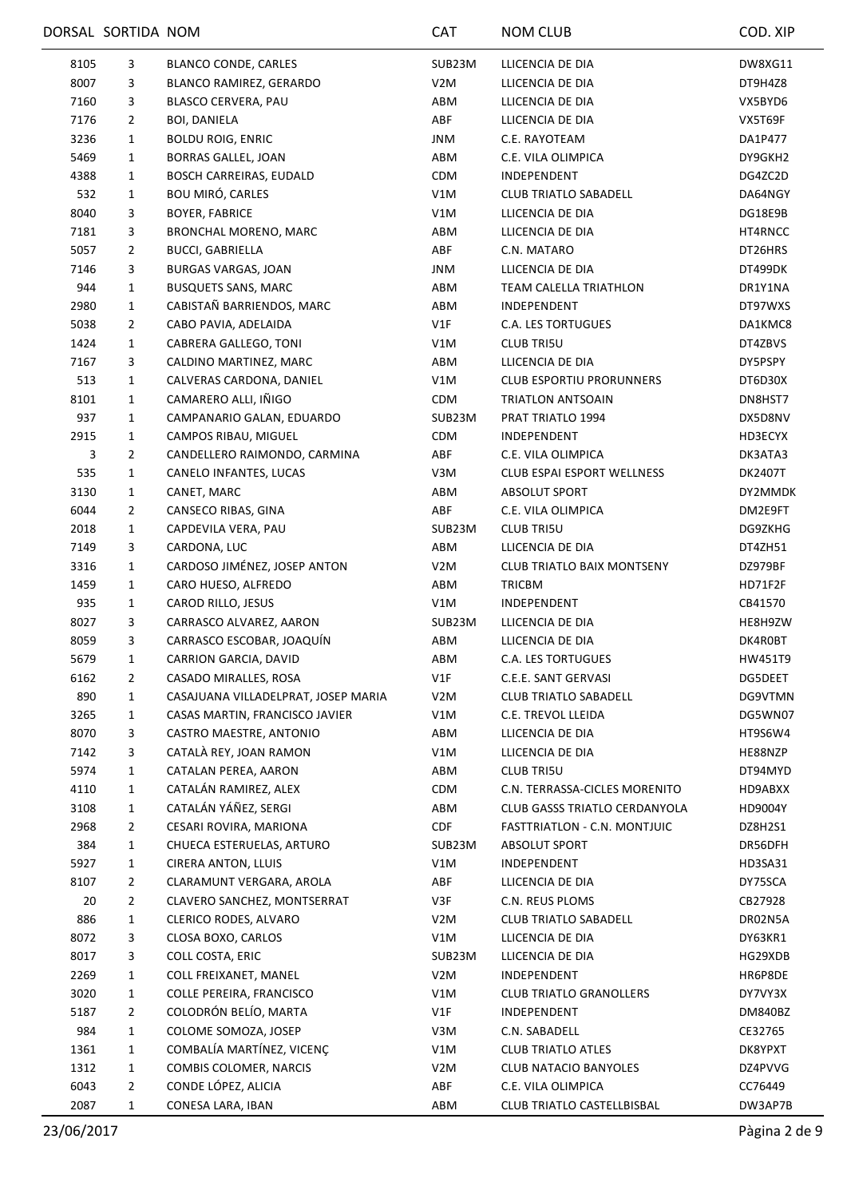| DORSAL | SORTIDA | NOM | CAT | NOM CLUB | COD. XIP |
|---|---|---|---|---|---|
| 8105 | 3 | BLANCO CONDE, CARLES | SUB23M | LLICENCIA DE DIA | DW8XG11 |
| 8007 | 3 | BLANCO RAMIREZ, GERARDO | V2M | LLICENCIA DE DIA | DT9H4Z8 |
| 7160 | 3 | BLASCO CERVERA, PAU | ABM | LLICENCIA DE DIA | VX5BYD6 |
| 7176 | 2 | BOI, DANIELA | ABF | LLICENCIA DE DIA | VX5T69F |
| 3236 | 1 | BOLDU ROIG, ENRIC | JNM | C.E. RAYOTEAM | DA1P477 |
| 5469 | 1 | BORRAS GALLEL, JOAN | ABM | C.E. VILA OLIMPICA | DY9GKH2 |
| 4388 | 1 | BOSCH CARREIRAS, EUDALD | CDM | INDEPENDENT | DG4ZC2D |
| 532 | 1 | BOU MIRÓ, CARLES | V1M | CLUB TRIATLO SABADELL | DA64NGY |
| 8040 | 3 | BOYER, FABRICE | V1M | LLICENCIA DE DIA | DG18E9B |
| 7181 | 3 | BRONCHAL MORENO, MARC | ABM | LLICENCIA DE DIA | HT4RNCC |
| 5057 | 2 | BUCCI, GABRIELLA | ABF | C.N. MATARO | DT26HRS |
| 7146 | 3 | BURGAS VARGAS, JOAN | JNM | LLICENCIA DE DIA | DT499DK |
| 944 | 1 | BUSQUETS SANS, MARC | ABM | TEAM CALELLA TRIATHLON | DR1Y1NA |
| 2980 | 1 | CABISTAÑ BARRIENDOS, MARC | ABM | INDEPENDENT | DT97WXS |
| 5038 | 2 | CABO PAVIA, ADELAIDA | V1F | C.A. LES TORTUGUES | DA1KMC8 |
| 1424 | 1 | CABRERA GALLEGO, TONI | V1M | CLUB TRI5U | DT4ZBVS |
| 7167 | 3 | CALDINO MARTINEZ, MARC | ABM | LLICENCIA DE DIA | DY5PSPY |
| 513 | 1 | CALVERAS CARDONA, DANIEL | V1M | CLUB ESPORTIU PRORUNNERS | DT6D30X |
| 8101 | 1 | CAMARERO ALLI, IÑIGO | CDM | TRIATLON ANTSOAIN | DN8HST7 |
| 937 | 1 | CAMPANARIO GALAN, EDUARDO | SUB23M | PRAT TRIATLO 1994 | DX5D8NV |
| 2915 | 1 | CAMPOS RIBAU, MIGUEL | CDM | INDEPENDENT | HD3ECYX |
| 3 | 2 | CANDELLERO RAIMONDO, CARMINA | ABF | C.E. VILA OLIMPICA | DK3ATA3 |
| 535 | 1 | CANELO INFANTES, LUCAS | V3M | CLUB ESPAI ESPORT WELLNESS | DK2407T |
| 3130 | 1 | CANET, MARC | ABM | ABSOLUT SPORT | DY2MMDK |
| 6044 | 2 | CANSECO RIBAS, GINA | ABF | C.E. VILA OLIMPICA | DM2E9FT |
| 2018 | 1 | CAPDEVILA VERA, PAU | SUB23M | CLUB TRI5U | DG9ZKHG |
| 7149 | 3 | CARDONA, LUC | ABM | LLICENCIA DE DIA | DT4ZH51 |
| 3316 | 1 | CARDOSO JIMÉNEZ, JOSEP ANTON | V2M | CLUB TRIATLO BAIX MONTSENY | DZ979BF |
| 1459 | 1 | CARO HUESO, ALFREDO | ABM | TRICBM | HD71F2F |
| 935 | 1 | CAROD RILLO, JESUS | V1M | INDEPENDENT | CB41570 |
| 8027 | 3 | CARRASCO ALVAREZ, AARON | SUB23M | LLICENCIA DE DIA | HE8H9ZW |
| 8059 | 3 | CARRASCO ESCOBAR, JOAQUÍN | ABM | LLICENCIA DE DIA | DK4R0BT |
| 5679 | 1 | CARRION GARCIA, DAVID | ABM | C.A. LES TORTUGUES | HW451T9 |
| 6162 | 2 | CASADO MIRALLES, ROSA | V1F | C.E.E. SANT GERVASI | DG5DEET |
| 890 | 1 | CASAJUANA VILLADELPRAT, JOSEP MARIA | V2M | CLUB TRIATLO SABADELL | DG9VTMN |
| 3265 | 1 | CASAS MARTIN, FRANCISCO JAVIER | V1M | C.E. TREVOL LLEIDA | DG5WN07 |
| 8070 | 3 | CASTRO MAESTRE, ANTONIO | ABM | LLICENCIA DE DIA | HT9S6W4 |
| 7142 | 3 | CATALÀ REY, JOAN RAMON | V1M | LLICENCIA DE DIA | HE88NZP |
| 5974 | 1 | CATALAN PEREA, AARON | ABM | CLUB TRI5U | DT94MYD |
| 4110 | 1 | CATALÁN RAMIREZ, ALEX | CDM | C.N. TERRASSA-CICLES MORENITO | HD9ABXX |
| 3108 | 1 | CATALÁN YÁÑEZ, SERGI | ABM | CLUB GASSS TRIATLO CERDANYOLA | HD9004Y |
| 2968 | 2 | CESARI ROVIRA, MARIONA | CDF | FASTTRIATLON - C.N. MONTJUIC | DZ8H2S1 |
| 384 | 1 | CHUECA ESTERUELAS, ARTURO | SUB23M | ABSOLUT SPORT | DR56DFH |
| 5927 | 1 | CIRERA ANTON, LLUIS | V1M | INDEPENDENT | HD3SA31 |
| 8107 | 2 | CLARAMUNT VERGARA, AROLA | ABF | LLICENCIA DE DIA | DY75SCA |
| 20 | 2 | CLAVERO SANCHEZ, MONTSERRAT | V3F | C.N. REUS PLOMS | CB27928 |
| 886 | 1 | CLERICO RODES, ALVARO | V2M | CLUB TRIATLO SABADELL | DR02N5A |
| 8072 | 3 | CLOSA BOXO, CARLOS | V1M | LLICENCIA DE DIA | DY63KR1 |
| 8017 | 3 | COLL COSTA, ERIC | SUB23M | LLICENCIA DE DIA | HG29XDB |
| 2269 | 1 | COLL FREIXANET, MANEL | V2M | INDEPENDENT | HR6P8DE |
| 3020 | 1 | COLLE PEREIRA, FRANCISCO | V1M | CLUB TRIATLO GRANOLLERS | DY7VY3X |
| 5187 | 2 | COLODRÓN BELÍO, MARTA | V1F | INDEPENDENT | DM840BZ |
| 984 | 1 | COLOME SOMOZA, JOSEP | V3M | C.N. SABADELL | CE32765 |
| 1361 | 1 | COMBALÍA MARTÍNEZ, VICENÇ | V1M | CLUB TRIATLO ATLES | DK8YPXT |
| 1312 | 1 | COMBIS COLOMER, NARCIS | V2M | CLUB NATACIO BANYOLES | DZ4PVVG |
| 6043 | 2 | CONDE LÓPEZ, ALICIA | ABF | C.E. VILA OLIMPICA | CC76449 |
| 2087 | 1 | CONESA LARA, IBAN | ABM | CLUB TRIATLO CASTELLBISBAL | DW3AP7B |

23/06/2017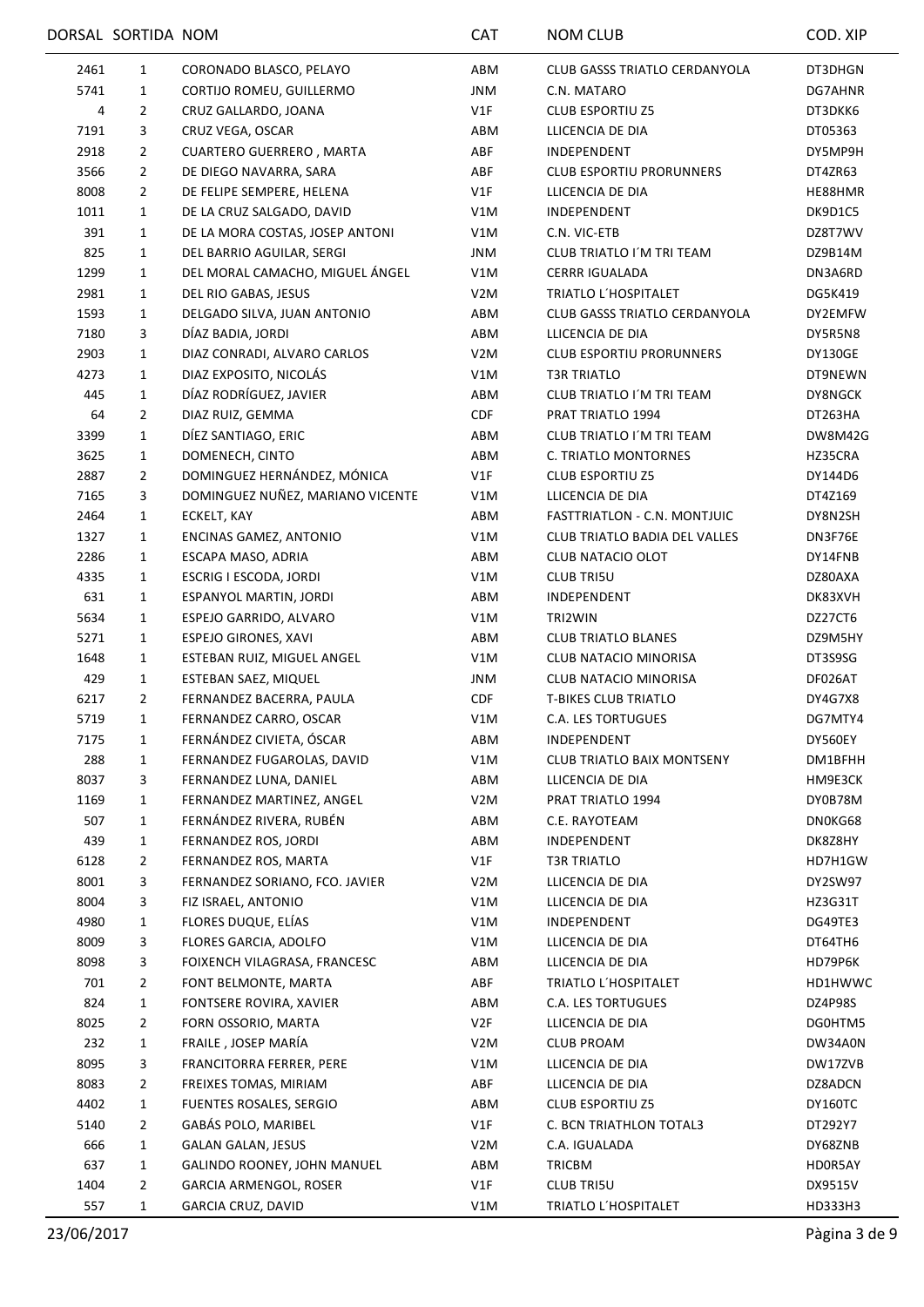| DORSAL | SORTIDA | NOM | CAT | NOM CLUB | COD. XIP |
|---|---|---|---|---|---|
| 2461 | 1 | CORONADO BLASCO, PELAYO | ABM | CLUB GASSS TRIATLO CERDANYOLA | DT3DHGN |
| 5741 | 1 | CORTIJO ROMEU, GUILLERMO | JNM | C.N. MATARO | DG7AHNR |
| 4 | 2 | CRUZ GALLARDO, JOANA | V1F | CLUB ESPORTIU Z5 | DT3DKK6 |
| 7191 | 3 | CRUZ VEGA, OSCAR | ABM | LLICENCIA DE DIA | DT05363 |
| 2918 | 2 | CUARTERO GUERRERO , MARTA | ABF | INDEPENDENT | DY5MP9H |
| 3566 | 2 | DE DIEGO NAVARRA, SARA | ABF | CLUB ESPORTIU PRORUNNERS | DT4ZR63 |
| 8008 | 2 | DE FELIPE SEMPERE, HELENA | V1F | LLICENCIA DE DIA | HE88HMR |
| 1011 | 1 | DE LA CRUZ SALGADO, DAVID | V1M | INDEPENDENT | DK9D1C5 |
| 391 | 1 | DE LA MORA COSTAS, JOSEP ANTONI | V1M | C.N. VIC-ETB | DZ8T7WV |
| 825 | 1 | DEL BARRIO AGUILAR, SERGI | JNM | CLUB TRIATLO I´M TRI TEAM | DZ9B14M |
| 1299 | 1 | DEL MORAL CAMACHO, MIGUEL ÁNGEL | V1M | CERRR IGUALADA | DN3A6RD |
| 2981 | 1 | DEL RIO GABAS, JESUS | V2M | TRIATLO L´HOSPITALET | DG5K419 |
| 1593 | 1 | DELGADO SILVA, JUAN ANTONIO | ABM | CLUB GASSS TRIATLO CERDANYOLA | DY2EMFW |
| 7180 | 3 | DÍAZ BADIA, JORDI | ABM | LLICENCIA DE DIA | DY5R5N8 |
| 2903 | 1 | DIAZ CONRADI, ALVARO CARLOS | V2M | CLUB ESPORTIU PRORUNNERS | DY130GE |
| 4273 | 1 | DIAZ EXPOSITO, NICOLÁS | V1M | T3R TRIATLO | DT9NEWN |
| 445 | 1 | DÍAZ RODRÍGUEZ, JAVIER | ABM | CLUB TRIATLO I´M TRI TEAM | DY8NGCK |
| 64 | 2 | DIAZ RUIZ, GEMMA | CDF | PRAT TRIATLO 1994 | DT263HA |
| 3399 | 1 | DÍEZ SANTIAGO, ERIC | ABM | CLUB TRIATLO I´M TRI TEAM | DW8M42G |
| 3625 | 1 | DOMENECH, CINTO | ABM | C. TRIATLO MONTORNES | HZ35CRA |
| 2887 | 2 | DOMINGUEZ HERNÁNDEZ, MÓNICA | V1F | CLUB ESPORTIU Z5 | DY144D6 |
| 7165 | 3 | DOMINGUEZ NUÑEZ, MARIANO VICENTE | V1M | LLICENCIA DE DIA | DT4Z169 |
| 2464 | 1 | ECKELT, KAY | ABM | FASTTRIATLON - C.N. MONTJUIC | DY8N2SH |
| 1327 | 1 | ENCINAS GAMEZ, ANTONIO | V1M | CLUB TRIATLO BADIA DEL VALLES | DN3F76E |
| 2286 | 1 | ESCAPA MASO, ADRIA | ABM | CLUB NATACIO OLOT | DY14FNB |
| 4335 | 1 | ESCRIG I ESCODA, JORDI | V1M | CLUB TRI5U | DZ80AXA |
| 631 | 1 | ESPANYOL MARTIN, JORDI | ABM | INDEPENDENT | DK83XVH |
| 5634 | 1 | ESPEJO GARRIDO, ALVARO | V1M | TRI2WIN | DZ27CT6 |
| 5271 | 1 | ESPEJO GIRONES, XAVI | ABM | CLUB TRIATLO BLANES | DZ9M5HY |
| 1648 | 1 | ESTEBAN RUIZ, MIGUEL ANGEL | V1M | CLUB NATACIO MINORISA | DT3S9SG |
| 429 | 1 | ESTEBAN SAEZ, MIQUEL | JNM | CLUB NATACIO MINORISA | DF026AT |
| 6217 | 2 | FERNANDEZ BACERRA, PAULA | CDF | T-BIKES CLUB TRIATLO | DY4G7X8 |
| 5719 | 1 | FERNANDEZ CARRO, OSCAR | V1M | C.A. LES TORTUGUES | DG7MTY4 |
| 7175 | 1 | FERNÁNDEZ CIVIETA, ÓSCAR | ABM | INDEPENDENT | DY560EY |
| 288 | 1 | FERNANDEZ FUGAROLAS, DAVID | V1M | CLUB TRIATLO BAIX MONTSENY | DM1BFHH |
| 8037 | 3 | FERNANDEZ LUNA, DANIEL | ABM | LLICENCIA DE DIA | HM9E3CK |
| 1169 | 1 | FERNANDEZ MARTINEZ, ANGEL | V2M | PRAT TRIATLO 1994 | DY0B78M |
| 507 | 1 | FERNÁNDEZ RIVERA, RUBÉN | ABM | C.E. RAYOTEAM | DN0KG68 |
| 439 | 1 | FERNANDEZ ROS, JORDI | ABM | INDEPENDENT | DK8Z8HY |
| 6128 | 2 | FERNANDEZ ROS, MARTA | V1F | T3R TRIATLO | HD7H1GW |
| 8001 | 3 | FERNANDEZ SORIANO, FCO. JAVIER | V2M | LLICENCIA DE DIA | DY2SW97 |
| 8004 | 3 | FIZ ISRAEL, ANTONIO | V1M | LLICENCIA DE DIA | HZ3G31T |
| 4980 | 1 | FLORES DUQUE, ELÍAS | V1M | INDEPENDENT | DG49TE3 |
| 8009 | 3 | FLORES GARCIA, ADOLFO | V1M | LLICENCIA DE DIA | DT64TH6 |
| 8098 | 3 | FOIXENCH VILAGRASA, FRANCESC | ABM | LLICENCIA DE DIA | HD79P6K |
| 701 | 2 | FONT BELMONTE, MARTA | ABF | TRIATLO L´HOSPITALET | HD1HWWC |
| 824 | 1 | FONTSERE ROVIRA, XAVIER | ABM | C.A. LES TORTUGUES | DZ4P98S |
| 8025 | 2 | FORN OSSORIO, MARTA | V2F | LLICENCIA DE DIA | DG0HTM5 |
| 232 | 1 | FRAILE , JOSEP MARÍA | V2M | CLUB PROAM | DW34A0N |
| 8095 | 3 | FRANCITORRA FERRER, PERE | V1M | LLICENCIA DE DIA | DW17ZVB |
| 8083 | 2 | FREIXES TOMAS, MIRIAM | ABF | LLICENCIA DE DIA | DZ8ADCN |
| 4402 | 1 | FUENTES ROSALES, SERGIO | ABM | CLUB ESPORTIU Z5 | DY160TC |
| 5140 | 2 | GABÁS POLO, MARIBEL | V1F | C. BCN TRIATHLON TOTAL3 | DT292Y7 |
| 666 | 1 | GALAN GALAN, JESUS | V2M | C.A. IGUALADA | DY68ZNB |
| 637 | 1 | GALINDO ROONEY, JOHN MANUEL | ABM | TRICBM | HD0R5AY |
| 1404 | 2 | GARCIA ARMENGOL, ROSER | V1F | CLUB TRI5U | DX9515V |
| 557 | 1 | GARCIA CRUZ, DAVID | V1M | TRIATLO L´HOSPITALET | HD333H3 |

23/06/2017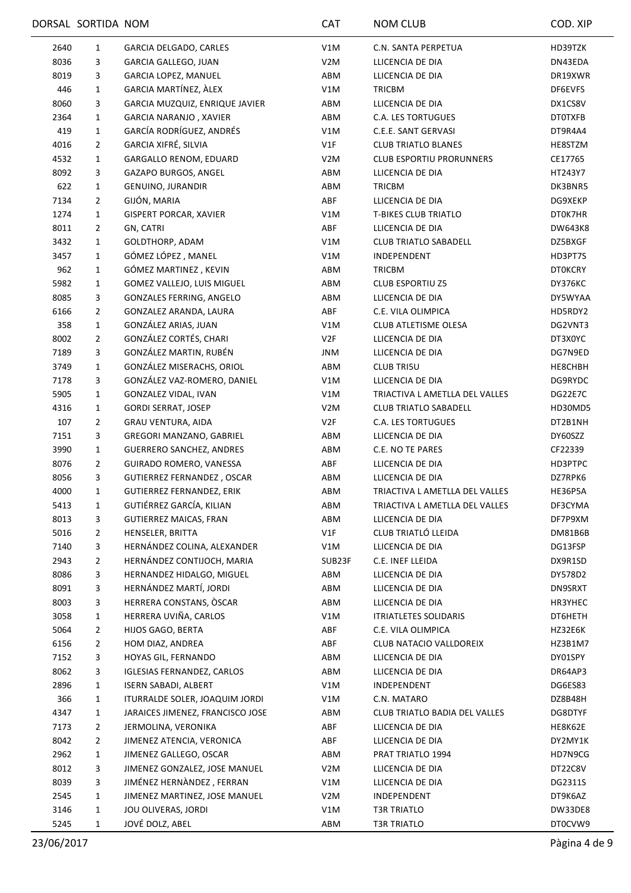| DORSAL | SORTIDA | NOM | CAT | NOM CLUB | COD. XIP |
|---|---|---|---|---|---|
| 2640 | 1 | GARCIA DELGADO, CARLES | V1M | C.N. SANTA PERPETUA | HD39TZK |
| 8036 | 3 | GARCIA GALLEGO, JUAN | V2M | LLICENCIA DE DIA | DN43EDA |
| 8019 | 3 | GARCIA LOPEZ, MANUEL | ABM | LLICENCIA DE DIA | DR19XWR |
| 446 | 1 | GARCIA MARTÍNEZ, ÀLEX | V1M | TRICBM | DF6EVFS |
| 8060 | 3 | GARCIA MUZQUIZ, ENRIQUE JAVIER | ABM | LLICENCIA DE DIA | DX1CS8V |
| 2364 | 1 | GARCIA NARANJO , XAVIER | ABM | C.A. LES TORTUGUES | DT0TXFB |
| 419 | 1 | GARCÍA RODRÍGUEZ, ANDRÉS | V1M | C.E.E. SANT GERVASI | DT9R4A4 |
| 4016 | 2 | GARCIA XIFRÉ, SILVIA | V1F | CLUB TRIATLO BLANES | HE8STZM |
| 4532 | 1 | GARGALLO RENOM, EDUARD | V2M | CLUB ESPORTIU PRORUNNERS | CE17765 |
| 8092 | 3 | GAZAPO BURGOS, ANGEL | ABM | LLICENCIA DE DIA | HT243Y7 |
| 622 | 1 | GENUINO, JURANDIR | ABM | TRICBM | DK3BNR5 |
| 7134 | 2 | GIJÓN, MARIA | ABF | LLICENCIA DE DIA | DG9XEKP |
| 1274 | 1 | GISPERT PORCAR, XAVIER | V1M | T-BIKES CLUB TRIATLO | DT0K7HR |
| 8011 | 2 | GN, CATRI | ABF | LLICENCIA DE DIA | DW643K8 |
| 3432 | 1 | GOLDTHORP, ADAM | V1M | CLUB TRIATLO SABADELL | DZ5BXGF |
| 3457 | 1 | GÓMEZ LÓPEZ , MANEL | V1M | INDEPENDENT | HD3PT7S |
| 962 | 1 | GÓMEZ MARTINEZ , KEVIN | ABM | TRICBM | DT0KCRY |
| 5982 | 1 | GOMEZ VALLEJO, LUIS MIGUEL | ABM | CLUB ESPORTIU Z5 | DY376KC |
| 8085 | 3 | GONZALES FERRING, ANGELO | ABM | LLICENCIA DE DIA | DY5WYAA |
| 6166 | 2 | GONZALEZ ARANDA, LAURA | ABF | C.E. VILA OLIMPICA | HD5RDY2 |
| 358 | 1 | GONZÁLEZ ARIAS, JUAN | V1M | CLUB ATLETISME OLESA | DG2VNT3 |
| 8002 | 2 | GONZÁLEZ CORTÉS, CHARI | V2F | LLICENCIA DE DIA | DT3X0YC |
| 7189 | 3 | GONZÁLEZ MARTIN, RUBÉN | JNM | LLICENCIA DE DIA | DG7N9ED |
| 3749 | 1 | GONZÁLEZ MISERACHS, ORIOL | ABM | CLUB TRI5U | HE8CHBH |
| 7178 | 3 | GONZÁLEZ VAZ-ROMERO, DANIEL | V1M | LLICENCIA DE DIA | DG9RYDC |
| 5905 | 1 | GONZALEZ VIDAL, IVAN | V1M | TRIACTIVA L AMETLLA DEL VALLES | DG22E7C |
| 4316 | 1 | GORDI SERRAT, JOSEP | V2M | CLUB TRIATLO SABADELL | HD30MD5 |
| 107 | 2 | GRAU VENTURA, AIDA | V2F | C.A. LES TORTUGUES | DT2B1NH |
| 7151 | 3 | GREGORI MANZANO, GABRIEL | ABM | LLICENCIA DE DIA | DY60SZZ |
| 3990 | 1 | GUERRERO SANCHEZ, ANDRES | ABM | C.E. NO TE PARES | CF22339 |
| 8076 | 2 | GUIRADO ROMERO, VANESSA | ABF | LLICENCIA DE DIA | HD3PTPC |
| 8056 | 3 | GUTIERREZ FERNANDEZ , OSCAR | ABM | LLICENCIA DE DIA | DZ7RPK6 |
| 4000 | 1 | GUTIERREZ FERNANDEZ, ERIK | ABM | TRIACTIVA L AMETLLA DEL VALLES | HE36P5A |
| 5413 | 1 | GUTIÉRREZ GARCÍA, KILIAN | ABM | TRIACTIVA L AMETLLA DEL VALLES | DF3CYMA |
| 8013 | 3 | GUTIERREZ MAICAS, FRAN | ABM | LLICENCIA DE DIA | DF7P9XM |
| 5016 | 2 | HENSELER, BRITTA | V1F | CLUB TRIATLÓ LLEIDA | DM81B6B |
| 7140 | 3 | HERNÁNDEZ COLINA, ALEXANDER | V1M | LLICENCIA DE DIA | DG13FSP |
| 2943 | 2 | HERNÁNDEZ CONTIJOCH, MARIA | SUB23F | C.E. INEF LLEIDA | DX9R1SD |
| 8086 | 3 | HERNANDEZ HIDALGO, MIGUEL | ABM | LLICENCIA DE DIA | DY578D2 |
| 8091 | 3 | HERNÁNDEZ MARTÍ, JORDI | ABM | LLICENCIA DE DIA | DN9SRXT |
| 8003 | 3 | HERRERA CONSTANS, ÒSCAR | ABM | LLICENCIA DE DIA | HR3YHEC |
| 3058 | 1 | HERRERA UVIÑA, CARLOS | V1M | ITRIATLETES SOLIDARIS | DT6HETH |
| 5064 | 2 | HIJOS GAGO, BERTA | ABF | C.E. VILA OLIMPICA | HZ32E6K |
| 6156 | 2 | HOM DIAZ, ANDREA | ABF | CLUB NATACIO VALLDOREIX | HZ3B1M7 |
| 7152 | 3 | HOYAS GIL, FERNANDO | ABM | LLICENCIA DE DIA | DY01SPY |
| 8062 | 3 | IGLESIAS FERNANDEZ, CARLOS | ABM | LLICENCIA DE DIA | DR64AP3 |
| 2896 | 1 | ISERN SABADI, ALBERT | V1M | INDEPENDENT | DG6ES83 |
| 366 | 1 | ITURRALDE SOLER, JOAQUIM JORDI | V1M | C.N. MATARO | DZ8B48H |
| 4347 | 1 | JARAICES JIMENEZ, FRANCISCO JOSE | ABM | CLUB TRIATLO BADIA DEL VALLES | DG8DTYF |
| 7173 | 2 | JERMOLINA, VERONIKA | ABF | LLICENCIA DE DIA | HE8K62E |
| 8042 | 2 | JIMENEZ ATENCIA, VERONICA | ABF | LLICENCIA DE DIA | DY2MY1K |
| 2962 | 1 | JIMENEZ GALLEGO, OSCAR | ABM | PRAT TRIATLO 1994 | HD7N9CG |
| 8012 | 3 | JIMENEZ GONZALEZ, JOSE MANUEL | V2M | LLICENCIA DE DIA | DT22C8V |
| 8039 | 3 | JIMÉNEZ HERNÀNDEZ , FERRAN | V1M | LLICENCIA DE DIA | DG2311S |
| 2545 | 1 | JIMENEZ MARTINEZ, JOSE MANUEL | V2M | INDEPENDENT | DT9K6AZ |
| 3146 | 1 | JOU OLIVERAS, JORDI | V1M | T3R TRIATLO | DW33DE8 |
| 5245 | 1 | JOVÉ DOLZ, ABEL | ABM | T3R TRIATLO | DT0CVW9 |

23/06/2017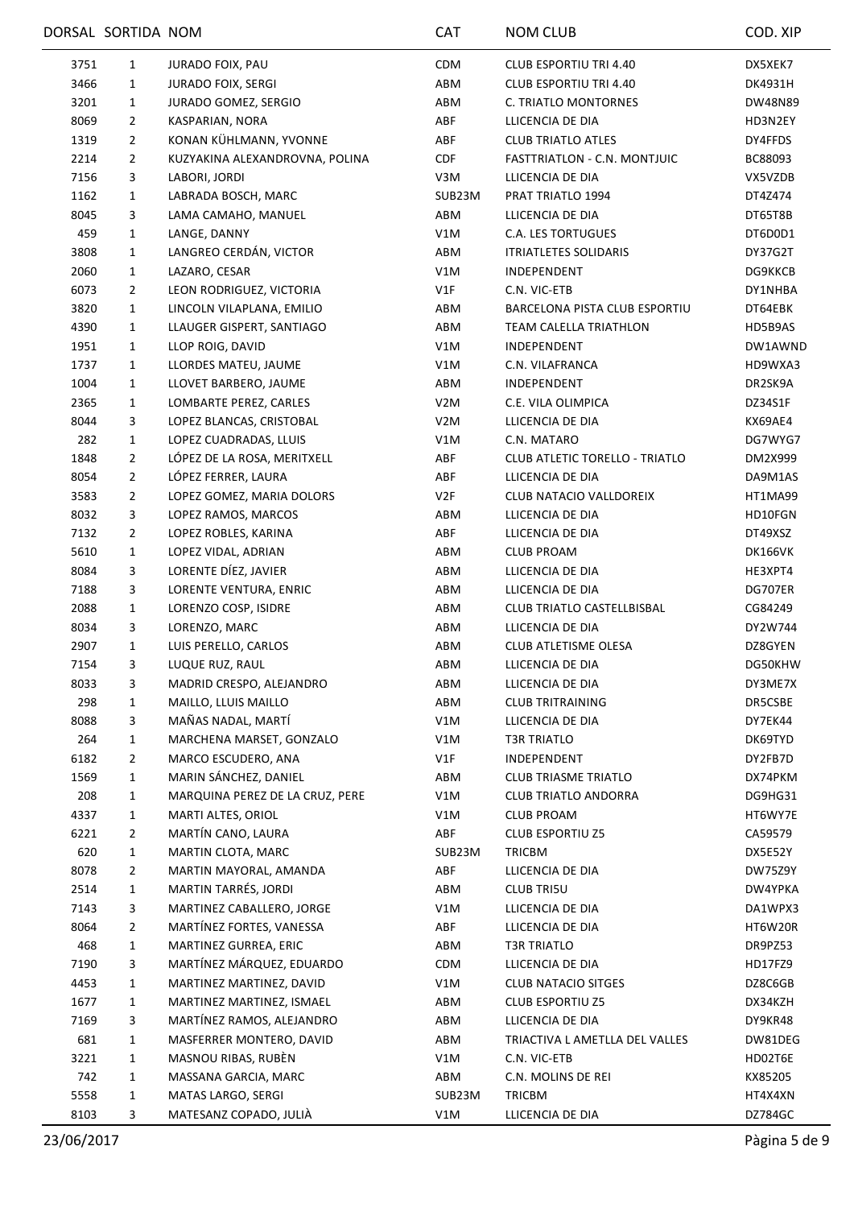| DORSAL | SORTIDA | NOM | CAT | NOM CLUB | COD. XIP |
|---|---|---|---|---|---|
| 3751 | 1 | JURADO FOIX, PAU | CDM | CLUB ESPORTIU TRI 4.40 | DX5XEK7 |
| 3466 | 1 | JURADO FOIX, SERGI | ABM | CLUB ESPORTIU TRI 4.40 | DK4931H |
| 3201 | 1 | JURADO GOMEZ, SERGIO | ABM | C. TRIATLO MONTORNES | DW48N89 |
| 8069 | 2 | KASPARIAN, NORA | ABF | LLICENCIA DE DIA | HD3N2EY |
| 1319 | 2 | KONAN KÜHLMANN, YVONNE | ABF | CLUB TRIATLO ATLES | DY4FFDS |
| 2214 | 2 | KUZYAKINA ALEXANDROVNA, POLINA | CDF | FASTTRIATLON - C.N. MONTJUIC | BC88093 |
| 7156 | 3 | LABORI, JORDI | V3M | LLICENCIA DE DIA | VX5VZDB |
| 1162 | 1 | LABRADA BOSCH, MARC | SUB23M | PRAT TRIATLO 1994 | DT4Z474 |
| 8045 | 3 | LAMA CAMAHO, MANUEL | ABM | LLICENCIA DE DIA | DT65T8B |
| 459 | 1 | LANGE, DANNY | V1M | C.A. LES TORTUGUES | DT6D0D1 |
| 3808 | 1 | LANGREO CERDÁN, VICTOR | ABM | ITRIATLETES SOLIDARIS | DY37G2T |
| 2060 | 1 | LAZARO, CESAR | V1M | INDEPENDENT | DG9KKCB |
| 6073 | 2 | LEON RODRIGUEZ, VICTORIA | V1F | C.N. VIC-ETB | DY1NHBA |
| 3820 | 1 | LINCOLN VILAPLANA, EMILIO | ABM | BARCELONA PISTA CLUB ESPORTIU | DT64EBK |
| 4390 | 1 | LLAUGER GISPERT, SANTIAGO | ABM | TEAM CALELLA TRIATHLON | HD5B9AS |
| 1951 | 1 | LLOP ROIG, DAVID | V1M | INDEPENDENT | DW1AWND |
| 1737 | 1 | LLORDES MATEU, JAUME | V1M | C.N. VILAFRANCA | HD9WXA3 |
| 1004 | 1 | LLOVET BARBERO, JAUME | ABM | INDEPENDENT | DR2SK9A |
| 2365 | 1 | LOMBARTE PEREZ, CARLES | V2M | C.E. VILA OLIMPICA | DZ34S1F |
| 8044 | 3 | LOPEZ BLANCAS, CRISTOBAL | V2M | LLICENCIA DE DIA | KX69AE4 |
| 282 | 1 | LOPEZ CUADRADAS, LLUIS | V1M | C.N. MATARO | DG7WYG7 |
| 1848 | 2 | LÓPEZ DE LA ROSA, MERITXELL | ABF | CLUB ATLETIC TORELLO - TRIATLO | DM2X999 |
| 8054 | 2 | LÓPEZ FERRER, LAURA | ABF | LLICENCIA DE DIA | DA9M1AS |
| 3583 | 2 | LOPEZ GOMEZ, MARIA DOLORS | V2F | CLUB NATACIO VALLDOREIX | HT1MA99 |
| 8032 | 3 | LOPEZ RAMOS, MARCOS | ABM | LLICENCIA DE DIA | HD10FGN |
| 7132 | 2 | LOPEZ ROBLES, KARINA | ABF | LLICENCIA DE DIA | DT49XSZ |
| 5610 | 1 | LOPEZ VIDAL, ADRIAN | ABM | CLUB PROAM | DK166VK |
| 8084 | 3 | LORENTE DÍEZ, JAVIER | ABM | LLICENCIA DE DIA | HE3XPT4 |
| 7188 | 3 | LORENTE VENTURA, ENRIC | ABM | LLICENCIA DE DIA | DG707ER |
| 2088 | 1 | LORENZO COSP, ISIDRE | ABM | CLUB TRIATLO CASTELLBISBAL | CG84249 |
| 8034 | 3 | LORENZO, MARC | ABM | LLICENCIA DE DIA | DY2W744 |
| 2907 | 1 | LUIS PERELLO, CARLOS | ABM | CLUB ATLETISME OLESA | DZ8GYEN |
| 7154 | 3 | LUQUE RUZ, RAUL | ABM | LLICENCIA DE DIA | DG50KHW |
| 8033 | 3 | MADRID CRESPO, ALEJANDRO | ABM | LLICENCIA DE DIA | DY3ME7X |
| 298 | 1 | MAILLO, LLUIS MAILLO | ABM | CLUB TRITRAINING | DR5CSBE |
| 8088 | 3 | MAÑAS NADAL, MARTÍ | V1M | LLICENCIA DE DIA | DY7EK44 |
| 264 | 1 | MARCHENA MARSET, GONZALO | V1M | T3R TRIATLO | DK69TYD |
| 6182 | 2 | MARCO ESCUDERO, ANA | V1F | INDEPENDENT | DY2FB7D |
| 1569 | 1 | MARIN SÁNCHEZ, DANIEL | ABM | CLUB TRIASME TRIATLO | DX74PKM |
| 208 | 1 | MARQUINA PEREZ DE LA CRUZ, PERE | V1M | CLUB TRIATLO ANDORRA | DG9HG31 |
| 4337 | 1 | MARTI ALTES, ORIOL | V1M | CLUB PROAM | HT6WY7E |
| 6221 | 2 | MARTÍN CANO, LAURA | ABF | CLUB ESPORTIU Z5 | CA59579 |
| 620 | 1 | MARTIN CLOTA, MARC | SUB23M | TRICBM | DX5E52Y |
| 8078 | 2 | MARTIN MAYORAL, AMANDA | ABF | LLICENCIA DE DIA | DW75Z9Y |
| 2514 | 1 | MARTIN TARRÉS, JORDI | ABM | CLUB TRI5U | DW4YPKA |
| 7143 | 3 | MARTINEZ CABALLERO, JORGE | V1M | LLICENCIA DE DIA | DA1WPX3 |
| 8064 | 2 | MARTÍNEZ FORTES, VANESSA | ABF | LLICENCIA DE DIA | HT6W20R |
| 468 | 1 | MARTINEZ GURREA, ERIC | ABM | T3R TRIATLO | DR9PZ53 |
| 7190 | 3 | MARTÍNEZ MÁRQUEZ, EDUARDO | CDM | LLICENCIA DE DIA | HD17FZ9 |
| 4453 | 1 | MARTINEZ MARTINEZ, DAVID | V1M | CLUB NATACIO SITGES | DZ8C6GB |
| 1677 | 1 | MARTINEZ MARTINEZ, ISMAEL | ABM | CLUB ESPORTIU Z5 | DX34KZH |
| 7169 | 3 | MARTÍNEZ RAMOS, ALEJANDRO | ABM | LLICENCIA DE DIA | DY9KR48 |
| 681 | 1 | MASFERRER MONTERO, DAVID | ABM | TRIACTIVA L AMETLLA DEL VALLES | DW81DEG |
| 3221 | 1 | MASNOU RIBAS, RUBÈN | V1M | C.N. VIC-ETB | HD02T6E |
| 742 | 1 | MASSANA GARCIA, MARC | ABM | C.N. MOLINS DE REI | KX85205 |
| 5558 | 1 | MATAS LARGO, SERGI | SUB23M | TRICBM | HT4X4XN |
| 8103 | 3 | MATESANZ COPADO, JULIÀ | V1M | LLICENCIA DE DIA | DZ784GC |

23/06/2017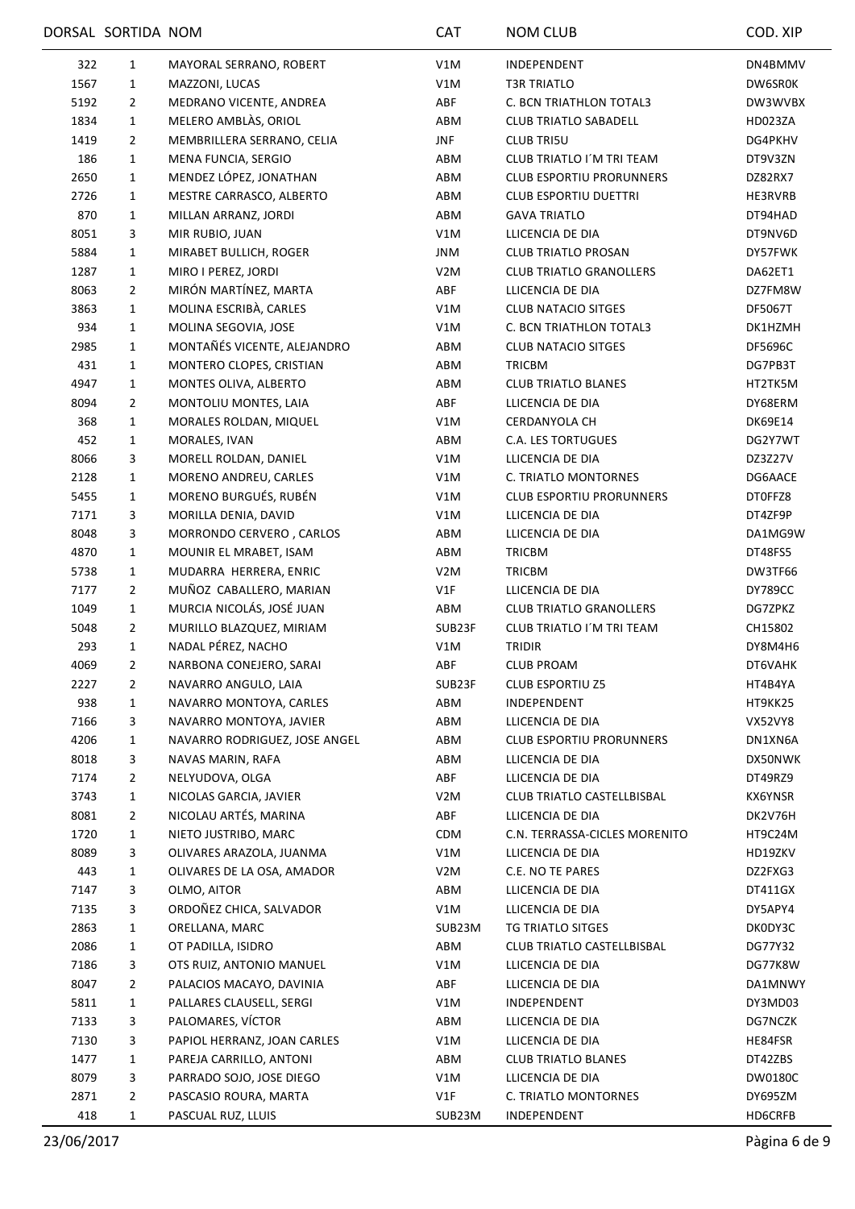| DORSAL | SORTIDA | NOM | CAT | NOM CLUB | COD. XIP |
|---|---|---|---|---|---|
| 322 | 1 | MAYORAL SERRANO, ROBERT | V1M | INDEPENDENT | DN4BMMV |
| 1567 | 1 | MAZZONI, LUCAS | V1M | T3R TRIATLO | DW6SR0K |
| 5192 | 2 | MEDRANO VICENTE, ANDREA | ABF | C. BCN TRIATHLON TOTAL3 | DW3WVBX |
| 1834 | 1 | MELERO AMBLÀS, ORIOL | ABM | CLUB TRIATLO SABADELL | HD023ZA |
| 1419 | 2 | MEMBRILLERA SERRANO, CELIA | JNF | CLUB TRI5U | DG4PKHV |
| 186 | 1 | MENA FUNCIA, SERGIO | ABM | CLUB TRIATLO I´M TRI TEAM | DT9V3ZN |
| 2650 | 1 | MENDEZ LÓPEZ, JONATHAN | ABM | CLUB ESPORTIU PRORUNNERS | DZ82RX7 |
| 2726 | 1 | MESTRE CARRASCO, ALBERTO | ABM | CLUB ESPORTIU DUETTRI | HE3RVRB |
| 870 | 1 | MILLAN ARRANZ, JORDI | ABM | GAVA TRIATLO | DT94HAD |
| 8051 | 3 | MIR RUBIO, JUAN | V1M | LLICENCIA DE DIA | DT9NV6D |
| 5884 | 1 | MIRABET BULLICH, ROGER | JNM | CLUB TRIATLO PROSAN | DY57FWK |
| 1287 | 1 | MIRO I PEREZ, JORDI | V2M | CLUB TRIATLO GRANOLLERS | DA62ET1 |
| 8063 | 2 | MIRÓN MARTÍNEZ, MARTA | ABF | LLICENCIA DE DIA | DZ7FM8W |
| 3863 | 1 | MOLINA ESCRIBÀ, CARLES | V1M | CLUB NATACIO SITGES | DF5067T |
| 934 | 1 | MOLINA SEGOVIA, JOSE | V1M | C. BCN TRIATHLON TOTAL3 | DK1HZMH |
| 2985 | 1 | MONTAÑÉS VICENTE, ALEJANDRO | ABM | CLUB NATACIO SITGES | DF5696C |
| 431 | 1 | MONTERO CLOPES, CRISTIAN | ABM | TRICBM | DG7PB3T |
| 4947 | 1 | MONTES OLIVA, ALBERTO | ABM | CLUB TRIATLO BLANES | HT2TK5M |
| 8094 | 2 | MONTOLIU MONTES, LAIA | ABF | LLICENCIA DE DIA | DY68ERM |
| 368 | 1 | MORALES ROLDAN, MIQUEL | V1M | CERDANYOLA CH | DK69E14 |
| 452 | 1 | MORALES, IVAN | ABM | C.A. LES TORTUGUES | DG2Y7WT |
| 8066 | 3 | MORELL ROLDAN, DANIEL | V1M | LLICENCIA DE DIA | DZ3Z27V |
| 2128 | 1 | MORENO ANDREU, CARLES | V1M | C. TRIATLO MONTORNES | DG6AACE |
| 5455 | 1 | MORENO BURGUÉS, RUBÉN | V1M | CLUB ESPORTIU PRORUNNERS | DT0FFZ8 |
| 7171 | 3 | MORILLA DENIA, DAVID | V1M | LLICENCIA DE DIA | DT4ZF9P |
| 8048 | 3 | MORRONDO CERVERO , CARLOS | ABM | LLICENCIA DE DIA | DA1MG9W |
| 4870 | 1 | MOUNIR EL MRABET, ISAM | ABM | TRICBM | DT48FS5 |
| 5738 | 1 | MUDARRA HERRERA, ENRIC | V2M | TRICBM | DW3TF66 |
| 7177 | 2 | MUÑOZ CABALLERO, MARIAN | V1F | LLICENCIA DE DIA | DY789CC |
| 1049 | 1 | MURCIA NICOLÁS, JOSÉ JUAN | ABM | CLUB TRIATLO GRANOLLERS | DG7ZPKZ |
| 5048 | 2 | MURILLO BLAZQUEZ, MIRIAM | SUB23F | CLUB TRIATLO I´M TRI TEAM | CH15802 |
| 293 | 1 | NADAL PÉREZ, NACHO | V1M | TRIDIR | DY8M4H6 |
| 4069 | 2 | NARBONA CONEJERO, SARAI | ABF | CLUB PROAM | DT6VAHK |
| 2227 | 2 | NAVARRO ANGULO, LAIA | SUB23F | CLUB ESPORTIU Z5 | HT4B4YA |
| 938 | 1 | NAVARRO MONTOYA, CARLES | ABM | INDEPENDENT | HT9KK25 |
| 7166 | 3 | NAVARRO MONTOYA, JAVIER | ABM | LLICENCIA DE DIA | VX52VY8 |
| 4206 | 1 | NAVARRO RODRIGUEZ, JOSE ANGEL | ABM | CLUB ESPORTIU PRORUNNERS | DN1XN6A |
| 8018 | 3 | NAVAS MARIN, RAFA | ABM | LLICENCIA DE DIA | DX50NWK |
| 7174 | 2 | NELYUDOVA, OLGA | ABF | LLICENCIA DE DIA | DT49RZ9 |
| 3743 | 1 | NICOLAS GARCIA, JAVIER | V2M | CLUB TRIATLO CASTELLBISBAL | KX6YNSR |
| 8081 | 2 | NICOLAU ARTÉS, MARINA | ABF | LLICENCIA DE DIA | DK2V76H |
| 1720 | 1 | NIETO JUSTRIBO, MARC | CDM | C.N. TERRASSA-CICLES MORENITO | HT9C24M |
| 8089 | 3 | OLIVARES ARAZOLA, JUANMA | V1M | LLICENCIA DE DIA | HD19ZKV |
| 443 | 1 | OLIVARES DE LA OSA, AMADOR | V2M | C.E. NO TE PARES | DZ2FXG3 |
| 7147 | 3 | OLMO, AITOR | ABM | LLICENCIA DE DIA | DT411GX |
| 7135 | 3 | ORDOÑEZ CHICA, SALVADOR | V1M | LLICENCIA DE DIA | DY5APY4 |
| 2863 | 1 | ORELLANA, MARC | SUB23M | TG TRIATLO SITGES | DK0DY3C |
| 2086 | 1 | OT PADILLA, ISIDRO | ABM | CLUB TRIATLO CASTELLBISBAL | DG77Y32 |
| 7186 | 3 | OTS RUIZ, ANTONIO MANUEL | V1M | LLICENCIA DE DIA | DG77K8W |
| 8047 | 2 | PALACIOS MACAYO, DAVINIA | ABF | LLICENCIA DE DIA | DA1MNWY |
| 5811 | 1 | PALLARES CLAUSELL, SERGI | V1M | INDEPENDENT | DY3MD03 |
| 7133 | 3 | PALOMARES, VÍCTOR | ABM | LLICENCIA DE DIA | DG7NCZK |
| 7130 | 3 | PAPIOL HERRANZ, JOAN CARLES | V1M | LLICENCIA DE DIA | HE84FSR |
| 1477 | 1 | PAREJA CARRILLO, ANTONI | ABM | CLUB TRIATLO BLANES | DT42ZBS |
| 8079 | 3 | PARRADO SOJO, JOSE DIEGO | V1M | LLICENCIA DE DIA | DW0180C |
| 2871 | 2 | PASCASIO ROURA, MARTA | V1F | C. TRIATLO MONTORNES | DY695ZM |
| 418 | 1 | PASCUAL RUZ, LLUIS | SUB23M | INDEPENDENT | HD6CRFB |

23/06/2017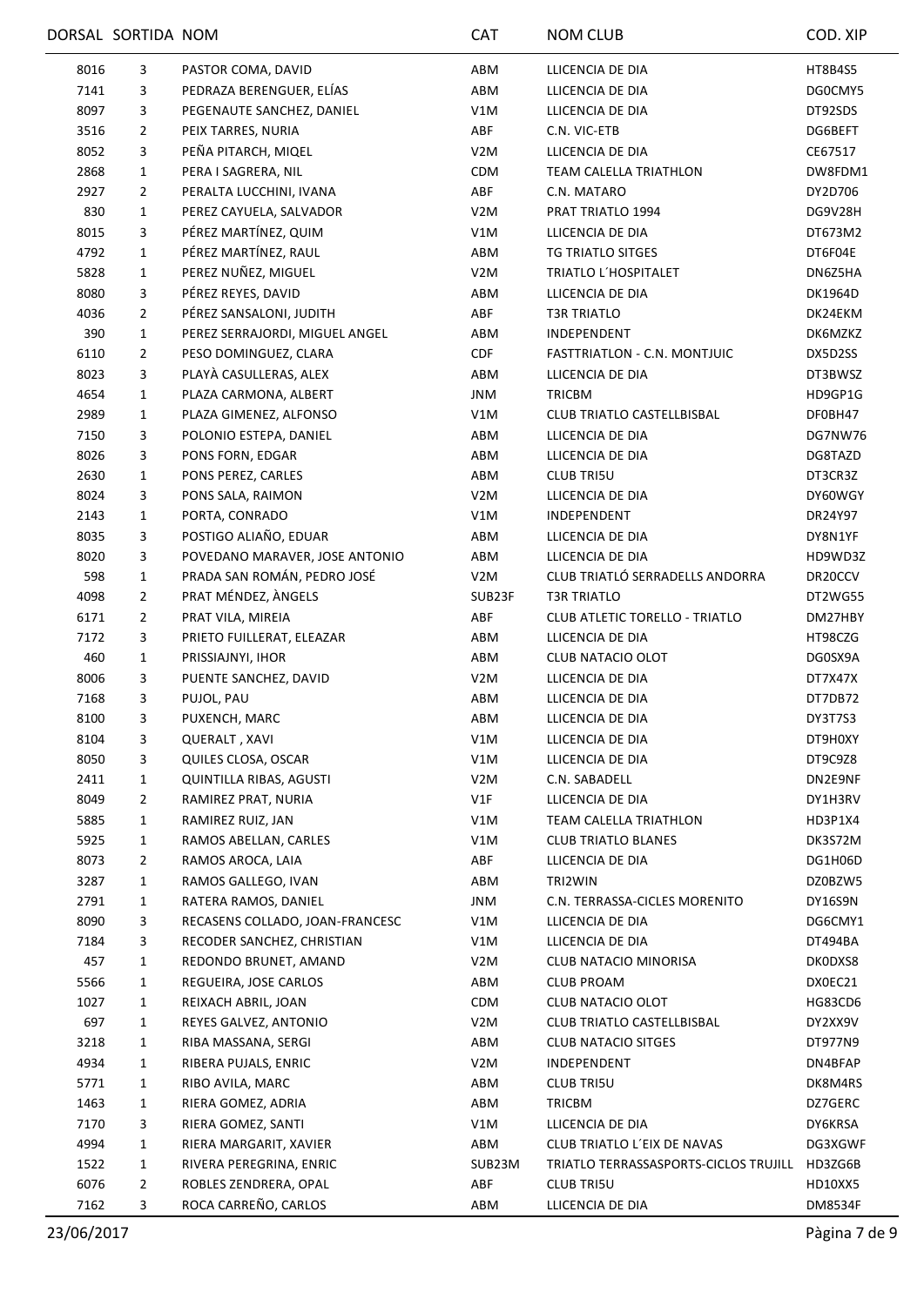| DORSAL | SORTIDA | NOM | CAT | NOM CLUB | COD. XIP |
|---|---|---|---|---|---|
| 8016 | 3 | PASTOR COMA, DAVID | ABM | LLICENCIA DE DIA | HT8B4S5 |
| 7141 | 3 | PEDRAZA BERENGUER, ELÍAS | ABM | LLICENCIA DE DIA | DG0CMY5 |
| 8097 | 3 | PEGENAUTE SANCHEZ, DANIEL | V1M | LLICENCIA DE DIA | DT92SDS |
| 3516 | 2 | PEIX TARRES, NURIA | ABF | C.N. VIC-ETB | DG6BEFT |
| 8052 | 3 | PEÑA PITARCH, MIQEL | V2M | LLICENCIA DE DIA | CE67517 |
| 2868 | 1 | PERA I SAGRERA, NIL | CDM | TEAM CALELLA TRIATHLON | DW8FDM1 |
| 2927 | 2 | PERALTA LUCCHINI, IVANA | ABF | C.N. MATARO | DY2D706 |
| 830 | 1 | PEREZ CAYUELA, SALVADOR | V2M | PRAT TRIATLO 1994 | DG9V28H |
| 8015 | 3 | PÉREZ MARTÍNEZ, QUIM | V1M | LLICENCIA DE DIA | DT673M2 |
| 4792 | 1 | PÉREZ MARTÍNEZ, RAUL | ABM | TG TRIATLO SITGES | DT6F04E |
| 5828 | 1 | PEREZ NUÑEZ, MIGUEL | V2M | TRIATLO L´HOSPITALET | DN6Z5HA |
| 8080 | 3 | PÉREZ REYES, DAVID | ABM | LLICENCIA DE DIA | DK1964D |
| 4036 | 2 | PÉREZ SANSALONI, JUDITH | ABF | T3R TRIATLO | DK24EKM |
| 390 | 1 | PEREZ SERRAJORDI, MIGUEL ANGEL | ABM | INDEPENDENT | DK6MZKZ |
| 6110 | 2 | PESO DOMINGUEZ, CLARA | CDF | FASTTRIATLON - C.N. MONTJUIC | DX5D2SS |
| 8023 | 3 | PLAYÀ CASULLERAS, ALEX | ABM | LLICENCIA DE DIA | DT3BWSZ |
| 4654 | 1 | PLAZA CARMONA, ALBERT | JNM | TRICBM | HD9GP1G |
| 2989 | 1 | PLAZA GIMENEZ, ALFONSO | V1M | CLUB TRIATLO CASTELLBISBAL | DF0BH47 |
| 7150 | 3 | POLONIO ESTEPA, DANIEL | ABM | LLICENCIA DE DIA | DG7NW76 |
| 8026 | 3 | PONS FORN, EDGAR | ABM | LLICENCIA DE DIA | DG8TAZD |
| 2630 | 1 | PONS PEREZ, CARLES | ABM | CLUB TRI5U | DT3CR3Z |
| 8024 | 3 | PONS SALA, RAIMON | V2M | LLICENCIA DE DIA | DY60WGY |
| 2143 | 1 | PORTA, CONRADO | V1M | INDEPENDENT | DR24Y97 |
| 8035 | 3 | POSTIGO ALIAÑO, EDUAR | ABM | LLICENCIA DE DIA | DY8N1YF |
| 8020 | 3 | POVEDANO MARAVER, JOSE ANTONIO | ABM | LLICENCIA DE DIA | HD9WD3Z |
| 598 | 1 | PRADA SAN ROMÁN, PEDRO JOSÉ | V2M | CLUB TRIATLÓ SERRADELLS ANDORRA | DR20CCV |
| 4098 | 2 | PRAT MÉNDEZ, ÀNGELS | SUB23F | T3R TRIATLO | DT2WG55 |
| 6171 | 2 | PRAT VILA, MIREIA | ABF | CLUB ATLETIC TORELLO - TRIATLO | DM27HBY |
| 7172 | 3 | PRIETO FUILLERAT, ELEAZAR | ABM | LLICENCIA DE DIA | HT98CZG |
| 460 | 1 | PRISSIAJNYI, IHOR | ABM | CLUB NATACIO OLOT | DG0SX9A |
| 8006 | 3 | PUENTE SANCHEZ, DAVID | V2M | LLICENCIA DE DIA | DT7X47X |
| 7168 | 3 | PUJOL, PAU | ABM | LLICENCIA DE DIA | DT7DB72 |
| 8100 | 3 | PUXENCH, MARC | ABM | LLICENCIA DE DIA | DY3T7S3 |
| 8104 | 3 | QUERALT , XAVI | V1M | LLICENCIA DE DIA | DT9H0XY |
| 8050 | 3 | QUILES CLOSA, OSCAR | V1M | LLICENCIA DE DIA | DT9C9Z8 |
| 2411 | 1 | QUINTILLA RIBAS, AGUSTI | V2M | C.N. SABADELL | DN2E9NF |
| 8049 | 2 | RAMIREZ PRAT, NURIA | V1F | LLICENCIA DE DIA | DY1H3RV |
| 5885 | 1 | RAMIREZ RUIZ, JAN | V1M | TEAM CALELLA TRIATHLON | HD3P1X4 |
| 5925 | 1 | RAMOS ABELLAN, CARLES | V1M | CLUB TRIATLO BLANES | DK3S72M |
| 8073 | 2 | RAMOS AROCA, LAIA | ABF | LLICENCIA DE DIA | DG1H06D |
| 3287 | 1 | RAMOS GALLEGO, IVAN | ABM | TRI2WIN | DZ0BZW5 |
| 2791 | 1 | RATERA RAMOS, DANIEL | JNM | C.N. TERRASSA-CICLES MORENITO | DY16S9N |
| 8090 | 3 | RECASENS COLLADO, JOAN-FRANCESC | V1M | LLICENCIA DE DIA | DG6CMY1 |
| 7184 | 3 | RECODER SANCHEZ, CHRISTIAN | V1M | LLICENCIA DE DIA | DT494BA |
| 457 | 1 | REDONDO BRUNET, AMAND | V2M | CLUB NATACIO MINORISA | DK0DXS8 |
| 5566 | 1 | REGUEIRA, JOSE CARLOS | ABM | CLUB PROAM | DX0EC21 |
| 1027 | 1 | REIXACH ABRIL, JOAN | CDM | CLUB NATACIO OLOT | HG83CD6 |
| 697 | 1 | REYES GALVEZ, ANTONIO | V2M | CLUB TRIATLO CASTELLBISBAL | DY2XX9V |
| 3218 | 1 | RIBA MASSANA, SERGI | ABM | CLUB NATACIO SITGES | DT977N9 |
| 4934 | 1 | RIBERA PUJALS, ENRIC | V2M | INDEPENDENT | DN4BFAP |
| 5771 | 1 | RIBO AVILA, MARC | ABM | CLUB TRI5U | DK8M4RS |
| 1463 | 1 | RIERA GOMEZ, ADRIA | ABM | TRICBM | DZ7GERC |
| 7170 | 3 | RIERA GOMEZ, SANTI | V1M | LLICENCIA DE DIA | DY6KRSA |
| 4994 | 1 | RIERA MARGARIT, XAVIER | ABM | CLUB TRIATLO L´EIX DE NAVAS | DG3XGWF |
| 1522 | 1 | RIVERA PEREGRINA, ENRIC | SUB23M | TRIATLO TERRASSASPORTS-CICLOS TRUJILL | HD3ZG6B |
| 6076 | 2 | ROBLES ZENDRERA, OPAL | ABF | CLUB TRI5U | HD10XX5 |
| 7162 | 3 | ROCA CARREÑO, CARLOS | ABM | LLICENCIA DE DIA | DM8534F |

23/06/2017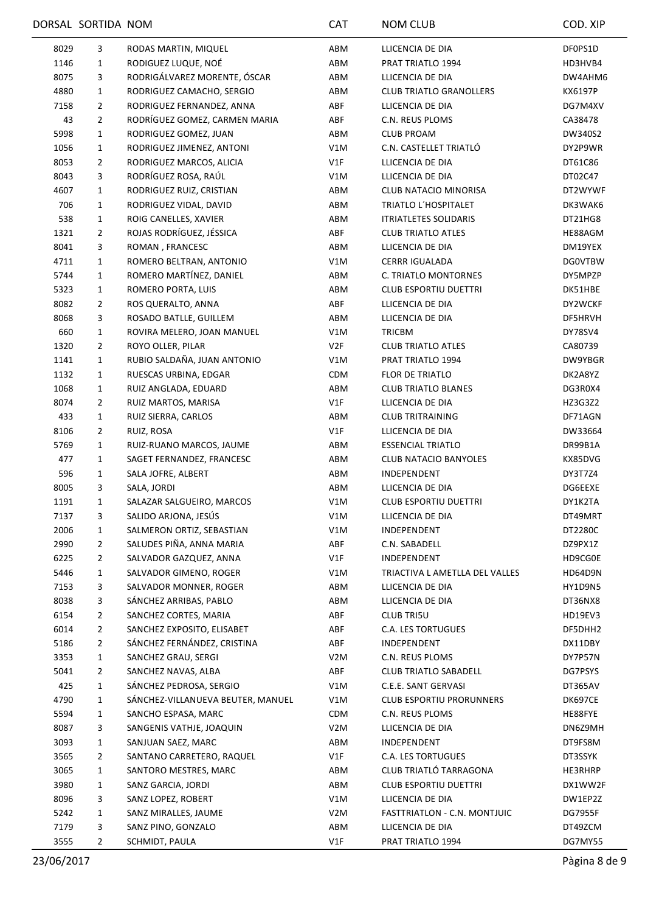| DORSAL | SORTIDA | NOM | CAT | NOM CLUB | COD. XIP |
|---|---|---|---|---|---|
| 8029 | 3 | RODAS MARTIN, MIQUEL | ABM | LLICENCIA DE DIA | DF0PS1D |
| 1146 | 1 | RODIGUEZ LUQUE, NOÉ | ABM | PRAT TRIATLO 1994 | HD3HVB4 |
| 8075 | 3 | RODRIGÁLVAREZ MORENTE, ÓSCAR | ABM | LLICENCIA DE DIA | DW4AHM6 |
| 4880 | 1 | RODRIGUEZ CAMACHO, SERGIO | ABM | CLUB TRIATLO GRANOLLERS | KX6197P |
| 7158 | 2 | RODRIGUEZ FERNANDEZ, ANNA | ABF | LLICENCIA DE DIA | DG7M4XV |
| 43 | 2 | RODRÍGUEZ GOMEZ, CARMEN MARIA | ABF | C.N. REUS PLOMS | CA38478 |
| 5998 | 1 | RODRIGUEZ GOMEZ, JUAN | ABM | CLUB PROAM | DW340S2 |
| 1056 | 1 | RODRIGUEZ JIMENEZ, ANTONI | V1M | C.N. CASTELLET TRIATLÓ | DY2P9WR |
| 8053 | 2 | RODRIGUEZ MARCOS, ALICIA | V1F | LLICENCIA DE DIA | DT61C86 |
| 8043 | 3 | RODRÍGUEZ ROSA, RAÚL | V1M | LLICENCIA DE DIA | DT02C47 |
| 4607 | 1 | RODRIGUEZ RUIZ, CRISTIAN | ABM | CLUB NATACIO MINORISA | DT2WYWF |
| 706 | 1 | RODRIGUEZ VIDAL, DAVID | ABM | TRIATLO L´HOSPITALET | DK3WAK6 |
| 538 | 1 | ROIG CANELLES, XAVIER | ABM | ITRIATLETES SOLIDARIS | DT21HG8 |
| 1321 | 2 | ROJAS RODRÍGUEZ, JÉSSICA | ABF | CLUB TRIATLO ATLES | HE88AGM |
| 8041 | 3 | ROMAN , FRANCESC | ABM | LLICENCIA DE DIA | DM19YEX |
| 4711 | 1 | ROMERO BELTRAN, ANTONIO | V1M | CERRR IGUALADA | DG0VTBW |
| 5744 | 1 | ROMERO MARTÍNEZ, DANIEL | ABM | C. TRIATLO MONTORNES | DY5MPZP |
| 5323 | 1 | ROMERO PORTA, LUIS | ABM | CLUB ESPORTIU DUETTRI | DK51HBE |
| 8082 | 2 | ROS QUERALTO, ANNA | ABF | LLICENCIA DE DIA | DY2WCKF |
| 8068 | 3 | ROSADO BATLLE, GUILLEM | ABM | LLICENCIA DE DIA | DF5HRVH |
| 660 | 1 | ROVIRA MELERO, JOAN MANUEL | V1M | TRICBM | DY78SV4 |
| 1320 | 2 | ROYO OLLER, PILAR | V2F | CLUB TRIATLO ATLES | CA80739 |
| 1141 | 1 | RUBIO SALDAÑA, JUAN ANTONIO | V1M | PRAT TRIATLO 1994 | DW9YBGR |
| 1132 | 1 | RUESCAS URBINA, EDGAR | CDM | FLOR DE TRIATLO | DK2A8YZ |
| 1068 | 1 | RUIZ ANGLADA, EDUARD | ABM | CLUB TRIATLO BLANES | DG3R0X4 |
| 8074 | 2 | RUIZ MARTOS, MARISA | V1F | LLICENCIA DE DIA | HZ3G3Z2 |
| 433 | 1 | RUIZ SIERRA, CARLOS | ABM | CLUB TRITRAINING | DF71AGN |
| 8106 | 2 | RUIZ, ROSA | V1F | LLICENCIA DE DIA | DW33664 |
| 5769 | 1 | RUIZ-RUANO MARCOS, JAUME | ABM | ESSENCIAL TRIATLO | DR99B1A |
| 477 | 1 | SAGET FERNANDEZ, FRANCESC | ABM | CLUB NATACIO BANYOLES | KX85DVG |
| 596 | 1 | SALA JOFRE, ALBERT | ABM | INDEPENDENT | DY3T7Z4 |
| 8005 | 3 | SALA, JORDI | ABM | LLICENCIA DE DIA | DG6EEXE |
| 1191 | 1 | SALAZAR SALGUEIRO, MARCOS | V1M | CLUB ESPORTIU DUETTRI | DY1K2TA |
| 7137 | 3 | SALIDO ARJONA, JESÚS | V1M | LLICENCIA DE DIA | DT49MRT |
| 2006 | 1 | SALMERON ORTIZ, SEBASTIAN | V1M | INDEPENDENT | DT2280C |
| 2990 | 2 | SALUDES PIÑA, ANNA MARIA | ABF | C.N. SABADELL | DZ9PX1Z |
| 6225 | 2 | SALVADOR GAZQUEZ, ANNA | V1F | INDEPENDENT | HD9CG0E |
| 5446 | 1 | SALVADOR GIMENO, ROGER | V1M | TRIACTIVA L AMETLLA DEL VALLES | HD64D9N |
| 7153 | 3 | SALVADOR MONNER, ROGER | ABM | LLICENCIA DE DIA | HY1D9N5 |
| 8038 | 3 | SÁNCHEZ ARRIBAS, PABLO | ABM | LLICENCIA DE DIA | DT36NX8 |
| 6154 | 2 | SANCHEZ CORTES, MARIA | ABF | CLUB TRI5U | HD19EV3 |
| 6014 | 2 | SANCHEZ EXPOSITO, ELISABET | ABF | C.A. LES TORTUGUES | DF5DHH2 |
| 5186 | 2 | SÁNCHEZ FERNÁNDEZ, CRISTINA | ABF | INDEPENDENT | DX11DBY |
| 3353 | 1 | SANCHEZ GRAU, SERGI | V2M | C.N. REUS PLOMS | DY7P57N |
| 5041 | 2 | SANCHEZ NAVAS, ALBA | ABF | CLUB TRIATLO SABADELL | DG7PSYS |
| 425 | 1 | SÁNCHEZ PEDROSA, SERGIO | V1M | C.E.E. SANT GERVASI | DT365AV |
| 4790 | 1 | SÁNCHEZ-VILLANUEVA BEUTER, MANUEL | V1M | CLUB ESPORTIU PRORUNNERS | DK697CE |
| 5594 | 1 | SANCHO ESPASA, MARC | CDM | C.N. REUS PLOMS | HE88FYE |
| 8087 | 3 | SANGENIS VATHJE, JOAQUIN | V2M | LLICENCIA DE DIA | DN6Z9MH |
| 3093 | 1 | SANJUAN SAEZ, MARC | ABM | INDEPENDENT | DT9FS8M |
| 3565 | 2 | SANTANO CARRETERO, RAQUEL | V1F | C.A. LES TORTUGUES | DT3SSYK |
| 3065 | 1 | SANTORO MESTRES, MARC | ABM | CLUB TRIATLÓ TARRAGONA | HE3RHRP |
| 3980 | 1 | SANZ GARCIA, JORDI | ABM | CLUB ESPORTIU DUETTRI | DX1WW2F |
| 8096 | 3 | SANZ LOPEZ, ROBERT | V1M | LLICENCIA DE DIA | DW1EP2Z |
| 5242 | 1 | SANZ MIRALLES, JAUME | V2M | FASTTRIATLON - C.N. MONTJUIC | DG7955F |
| 7179 | 3 | SANZ PINO, GONZALO | ABM | LLICENCIA DE DIA | DT49ZCM |
| 3555 | 2 | SCHMIDT, PAULA | V1F | PRAT TRIATLO 1994 | DG7MY55 |

23/06/2017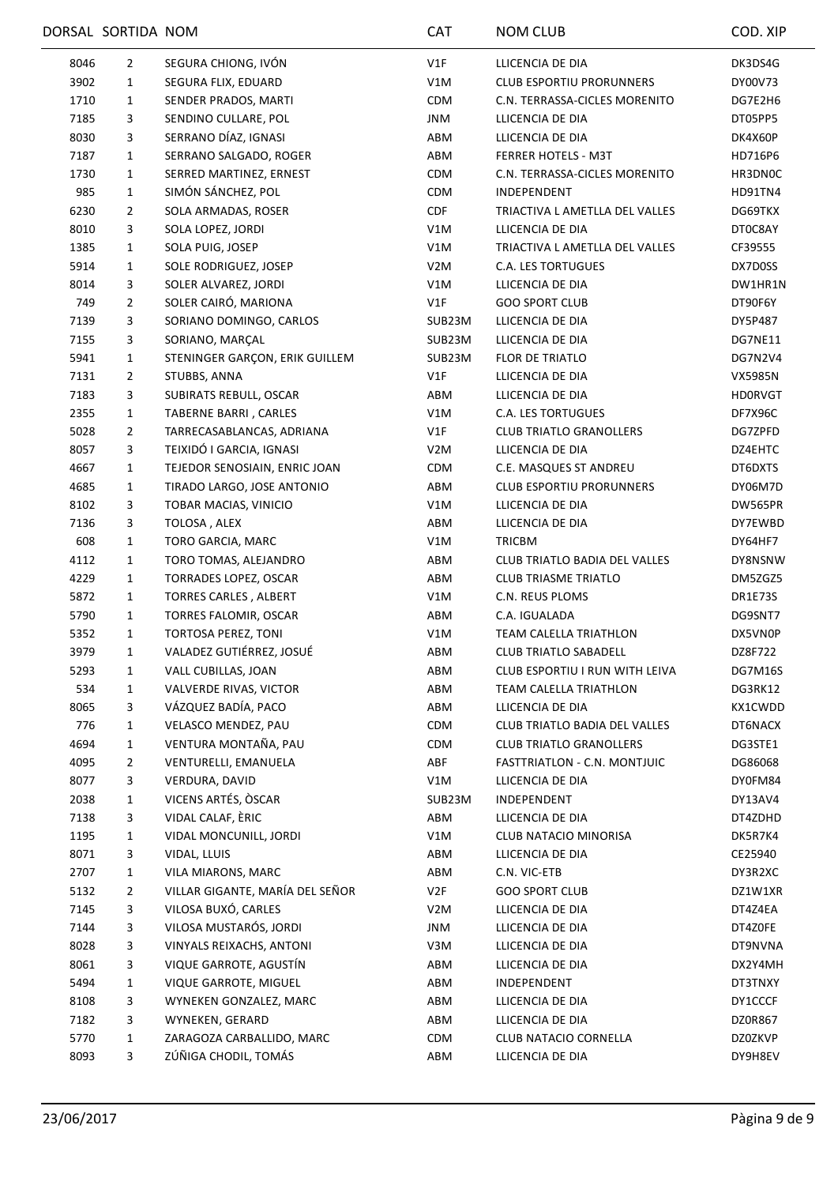| DORSAL | SORTIDA | NOM | CAT | NOM CLUB | COD. XIP |
|---|---|---|---|---|---|
| 8046 | 2 | SEGURA CHIONG, IVÓN | V1F | LLICENCIA DE DIA | DK3DS4G |
| 3902 | 1 | SEGURA FLIX, EDUARD | V1M | CLUB ESPORTIU PRORUNNERS | DY00V73 |
| 1710 | 1 | SENDER PRADOS, MARTI | CDM | C.N. TERRASSA-CICLES MORENITO | DG7E2H6 |
| 7185 | 3 | SENDINO CULLARE, POL | JNM | LLICENCIA DE DIA | DT05PP5 |
| 8030 | 3 | SERRANO DÍAZ, IGNASI | ABM | LLICENCIA DE DIA | DK4X60P |
| 7187 | 1 | SERRANO SALGADO, ROGER | ABM | FERRER HOTELS - M3T | HD716P6 |
| 1730 | 1 | SERRED MARTINEZ, ERNEST | CDM | C.N. TERRASSA-CICLES MORENITO | HR3DN0C |
| 985 | 1 | SIMÓN SÁNCHEZ, POL | CDM | INDEPENDENT | HD91TN4 |
| 6230 | 2 | SOLA ARMADAS, ROSER | CDF | TRIACTIVA L AMETLLA DEL VALLES | DG69TKX |
| 8010 | 3 | SOLA LOPEZ, JORDI | V1M | LLICENCIA DE DIA | DT0C8AY |
| 1385 | 1 | SOLA PUIG, JOSEP | V1M | TRIACTIVA L AMETLLA DEL VALLES | CF39555 |
| 5914 | 1 | SOLE RODRIGUEZ, JOSEP | V2M | C.A. LES TORTUGUES | DX7D0SS |
| 8014 | 3 | SOLER ALVAREZ, JORDI | V1M | LLICENCIA DE DIA | DW1HR1N |
| 749 | 2 | SOLER CAIRÓ, MARIONA | V1F | GOO SPORT CLUB | DT90F6Y |
| 7139 | 3 | SORIANO DOMINGO, CARLOS | SUB23M | LLICENCIA DE DIA | DY5P487 |
| 7155 | 3 | SORIANO, MARÇAL | SUB23M | LLICENCIA DE DIA | DG7NE11 |
| 5941 | 1 | STENINGER GARÇON, ERIK GUILLEM | SUB23M | FLOR DE TRIATLO | DG7N2V4 |
| 7131 | 2 | STUBBS, ANNA | V1F | LLICENCIA DE DIA | VX5985N |
| 7183 | 3 | SUBIRATS REBULL, OSCAR | ABM | LLICENCIA DE DIA | HD0RVGT |
| 2355 | 1 | TABERNE BARRI , CARLES | V1M | C.A. LES TORTUGUES | DF7X96C |
| 5028 | 2 | TARRECASABLANCAS, ADRIANA | V1F | CLUB TRIATLO GRANOLLERS | DG7ZPFD |
| 8057 | 3 | TEIXIDÓ I GARCIA, IGNASI | V2M | LLICENCIA DE DIA | DZ4EHTC |
| 4667 | 1 | TEJEDOR SENOSIAIN, ENRIC JOAN | CDM | C.E. MASQUES ST ANDREU | DT6DXTS |
| 4685 | 1 | TIRADO LARGO, JOSE ANTONIO | ABM | CLUB ESPORTIU PRORUNNERS | DY06M7D |
| 8102 | 3 | TOBAR MACIAS, VINICIO | V1M | LLICENCIA DE DIA | DW565PR |
| 7136 | 3 | TOLOSA , ALEX | ABM | LLICENCIA DE DIA | DY7EWBD |
| 608 | 1 | TORO GARCIA, MARC | V1M | TRICBM | DY64HF7 |
| 4112 | 1 | TORO TOMAS, ALEJANDRO | ABM | CLUB TRIATLO BADIA DEL VALLES | DY8NSNW |
| 4229 | 1 | TORRADES LOPEZ, OSCAR | ABM | CLUB TRIASME TRIATLO | DM5ZGZ5 |
| 5872 | 1 | TORRES CARLES , ALBERT | V1M | C.N. REUS PLOMS | DR1E73S |
| 5790 | 1 | TORRES FALOMIR, OSCAR | ABM | C.A. IGUALADA | DG9SNT7 |
| 5352 | 1 | TORTOSA PEREZ, TONI | V1M | TEAM CALELLA TRIATHLON | DX5VN0P |
| 3979 | 1 | VALADEZ GUTIÉRREZ, JOSUÉ | ABM | CLUB TRIATLO SABADELL | DZ8F722 |
| 5293 | 1 | VALL CUBILLAS, JOAN | ABM | CLUB ESPORTIU I RUN WITH LEIVA | DG7M16S |
| 534 | 1 | VALVERDE RIVAS, VICTOR | ABM | TEAM CALELLA TRIATHLON | DG3RK12 |
| 8065 | 3 | VÁZQUEZ BADÍA, PACO | ABM | LLICENCIA DE DIA | KX1CWDD |
| 776 | 1 | VELASCO MENDEZ, PAU | CDM | CLUB TRIATLO BADIA DEL VALLES | DT6NACX |
| 4694 | 1 | VENTURA MONTAÑA, PAU | CDM | CLUB TRIATLO GRANOLLERS | DG3STE1 |
| 4095 | 2 | VENTURELLI, EMANUELA | ABF | FASTTRIATLON - C.N. MONTJUIC | DG86068 |
| 8077 | 3 | VERDURA, DAVID | V1M | LLICENCIA DE DIA | DY0FM84 |
| 2038 | 1 | VICENS ARTÉS, ÒSCAR | SUB23M | INDEPENDENT | DY13AV4 |
| 7138 | 3 | VIDAL CALAF, ÈRIC | ABM | LLICENCIA DE DIA | DT4ZDHD |
| 1195 | 1 | VIDAL MONCUNILL, JORDI | V1M | CLUB NATACIO MINORISA | DK5R7K4 |
| 8071 | 3 | VIDAL, LLUIS | ABM | LLICENCIA DE DIA | CE25940 |
| 2707 | 1 | VILA MIARONS, MARC | ABM | C.N. VIC-ETB | DY3R2XC |
| 5132 | 2 | VILLAR GIGANTE, MARÍA DEL SEÑOR | V2F | GOO SPORT CLUB | DZ1W1XR |
| 7145 | 3 | VILOSA BUXÓ, CARLES | V2M | LLICENCIA DE DIA | DT4Z4EA |
| 7144 | 3 | VILOSA MUSTARÓS, JORDI | JNM | LLICENCIA DE DIA | DT4Z0FE |
| 8028 | 3 | VINYALS REIXACHS, ANTONI | V3M | LLICENCIA DE DIA | DT9NVNA |
| 8061 | 3 | VIQUE GARROTE, AGUSTÍN | ABM | LLICENCIA DE DIA | DX2Y4MH |
| 5494 | 1 | VIQUE GARROTE, MIGUEL | ABM | INDEPENDENT | DT3TNXY |
| 8108 | 3 | WYNEKEN GONZALEZ, MARC | ABM | LLICENCIA DE DIA | DY1CCCF |
| 7182 | 3 | WYNEKEN, GERARD | ABM | LLICENCIA DE DIA | DZ0R867 |
| 5770 | 1 | ZARAGOZA CARBALLIDO, MARC | CDM | CLUB NATACIO CORNELLA | DZ0ZKVP |
| 8093 | 3 | ZÚÑIGA CHODIL, TOMÁS | ABM | LLICENCIA DE DIA | DY9H8EV |

23/06/2017